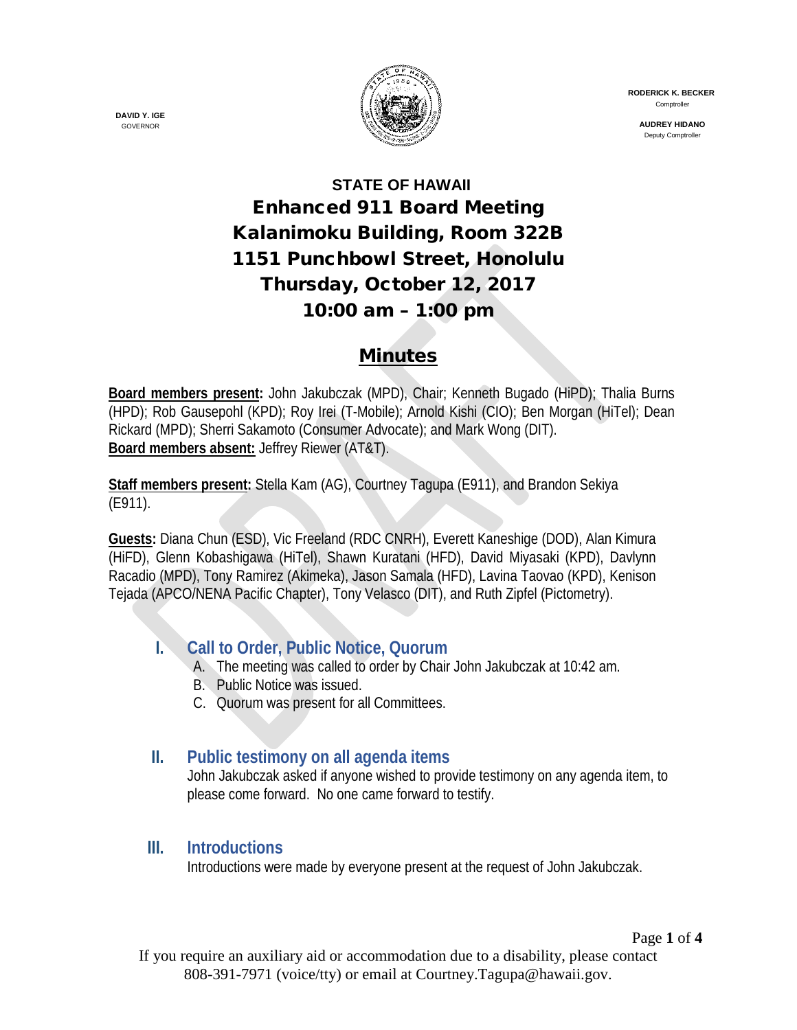DAVID Y. IGE
GOVERNOR

RODERICK K. BECKER
Comptroller

AUDREY HIDANO
Deputy Comptroller

# STATE OF HAWAII
# Enhanced 911 Board Meeting
# Kalanimoku Building, Room 322B
# 1151 Punchbowl Street, Honolulu
# Thursday, October 12, 2017
# 10:00 am – 1:00 pm

## Minutes

**Board members present:** John Jakubczak (MPD), Chair; Kenneth Bugado (HiPD); Thalia Burns (HPD); Rob Gausepohl (KPD); Roy Irei (T-Mobile); Arnold Kishi (CIO); Ben Morgan (HiTel); Dean Rickard (MPD); Sherri Sakamoto (Consumer Advocate); and Mark Wong (DIT).
**Board members absent:** Jeffrey Riewer (AT&T).

**Staff members present:** Stella Kam (AG), Courtney Tagupa (E911), and Brandon Sekiya (E911).

**Guests:** Diana Chun (ESD), Vic Freeland (RDC CNRH), Everett Kaneshige (DOD), Alan Kimura (HiFD), Glenn Kobashigawa (HiTel), Shawn Kuratani (HFD), David Miyasaki (KPD), Davlynn Racadio (MPD), Tony Ramirez (Akimeka), Jason Samala (HFD), Lavina Taovao (KPD), Kenison Tejada (APCO/NENA Pacific Chapter), Tony Velasco (DIT), and Ruth Zipfel (Pictometry).

### I. Call to Order, Public Notice, Quorum

A. The meeting was called to order by Chair John Jakubczak at 10:42 am.
B. Public Notice was issued.
C. Quorum was present for all Committees.

### II. Public testimony on all agenda items

John Jakubczak asked if anyone wished to provide testimony on any agenda item, to please come forward. No one came forward to testify.

### III. Introductions

Introductions were made by everyone present at the request of John Jakubczak.

If you require an auxiliary aid or accommodation due to a disability, please contact 808-391-7971 (voice/tty) or email at Courtney.Tagupa@hawaii.gov.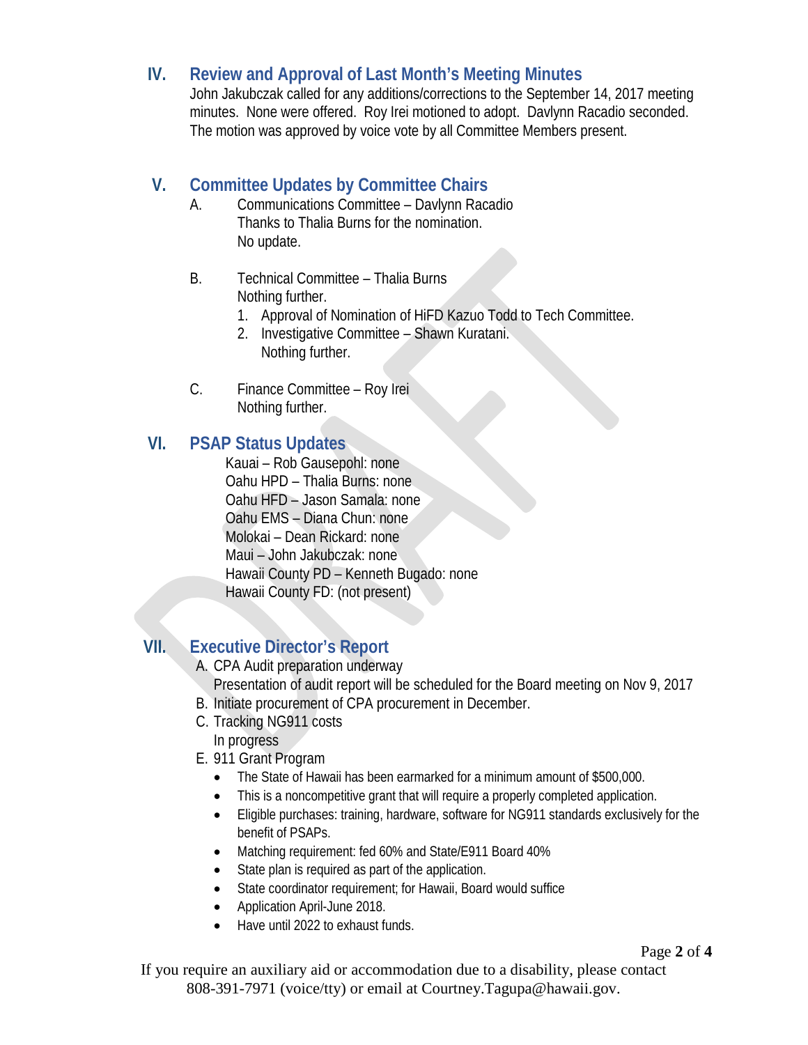## IV. Review and Approval of Last Month's Meeting Minutes

John Jakubczak called for any additions/corrections to the September 14, 2017 meeting minutes. None were offered. Roy Irei motioned to adopt. Davlynn Racadio seconded. The motion was approved by voice vote by all Committee Members present.

## V. Committee Updates by Committee Chairs

A. Communications Committee – Davlynn Racadio
Thanks to Thalia Burns for the nomination.
No update.

B. Technical Committee – Thalia Burns
Nothing further.
1. Approval of Nomination of HiFD Kazuo Todd to Tech Committee.
2. Investigative Committee – Shawn Kuratani.
Nothing further.

C. Finance Committee – Roy Irei
Nothing further.

## VI. PSAP Status Updates

Kauai – Rob Gausepohl: none
Oahu HPD – Thalia Burns: none
Oahu HFD – Jason Samala: none
Oahu EMS – Diana Chun: none
Molokai – Dean Rickard: none
Maui – John Jakubczak: none
Hawaii County PD – Kenneth Bugado: none
Hawaii County FD: (not present)

## VII. Executive Director's Report

A. CPA Audit preparation underway
Presentation of audit report will be scheduled for the Board meeting on Nov 9, 2017

B. Initiate procurement of CPA procurement in December.

C. Tracking NG911 costs
In progress

E. 911 Grant Program

- The State of Hawaii has been earmarked for a minimum amount of $500,000.
- This is a noncompetitive grant that will require a properly completed application.
- Eligible purchases: training, hardware, software for NG911 standards exclusively for the benefit of PSAPs.
- Matching requirement: fed 60% and State/E911 Board 40%
- State plan is required as part of the application.
- State coordinator requirement; for Hawaii, Board would suffice
- Application April-June 2018.
- Have until 2022 to exhaust funds.

If you require an auxiliary aid or accommodation due to a disability, please contact 808-391-7971 (voice/tty) or email at Courtney.Tagupa@hawaii.gov.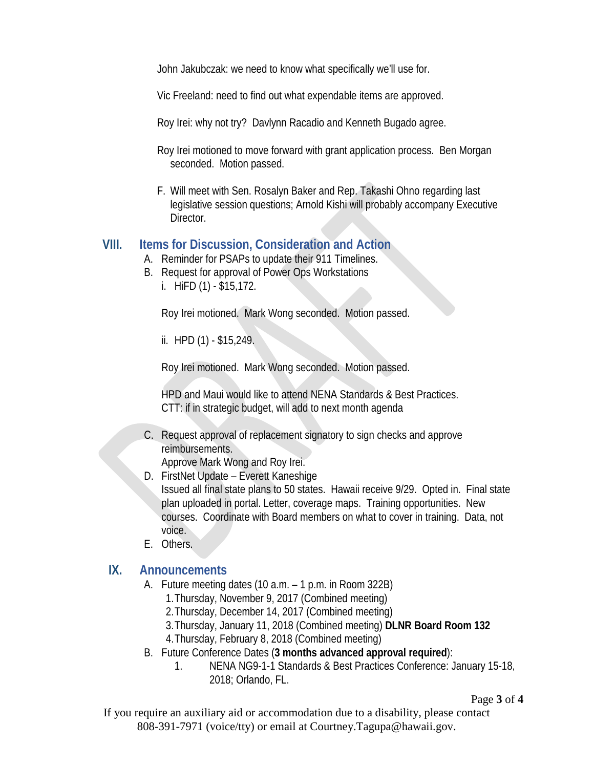John Jakubczak: we need to know what specifically we'll use for.

Vic Freeland: need to find out what expendable items are approved.

Roy Irei: why not try? Davlynn Racadio and Kenneth Bugado agree.

Roy Irei motioned to move forward with grant application process. Ben Morgan seconded. Motion passed.

F. Will meet with Sen. Rosalyn Baker and Rep. Takashi Ohno regarding last legislative session questions; Arnold Kishi will probably accompany Executive Director.

## VIII. Items for Discussion, Consideration and Action

A. Reminder for PSAPs to update their 911 Timelines.

B. Request for approval of Power Ops Workstations

   i. HiFD (1) - $15,172.

   Roy Irei motioned. Mark Wong seconded. Motion passed.

   ii. HPD (1) - $15,249.

   Roy Irei motioned. Mark Wong seconded. Motion passed.

   HPD and Maui would like to attend NENA Standards & Best Practices.
   CTT: if in strategic budget, will add to next month agenda

C. Request approval of replacement signatory to sign checks and approve reimbursements.
   Approve Mark Wong and Roy Irei.

D. FirstNet Update – Everett Kaneshige
   Issued all final state plans to 50 states. Hawaii receive 9/29. Opted in. Final state plan uploaded in portal. Letter, coverage maps. Training opportunities. New courses. Coordinate with Board members on what to cover in training. Data, not voice.

E. Others.

## IX. Announcements

A. Future meeting dates (10 a.m. – 1 p.m. in Room 322B)
   1. Thursday, November 9, 2017 (Combined meeting)
   2. Thursday, December 14, 2017 (Combined meeting)
   3. Thursday, January 11, 2018 (Combined meeting) **DLNR Board Room 132**
   4. Thursday, February 8, 2018 (Combined meeting)

B. Future Conference Dates (**3 months advanced approval required**):
   1. NENA NG9-1-1 Standards & Best Practices Conference: January 15-18, 2018; Orlando, FL.

If you require an auxiliary aid or accommodation due to a disability, please contact 808-391-7971 (voice/tty) or email at Courtney.Tagupa@hawaii.gov.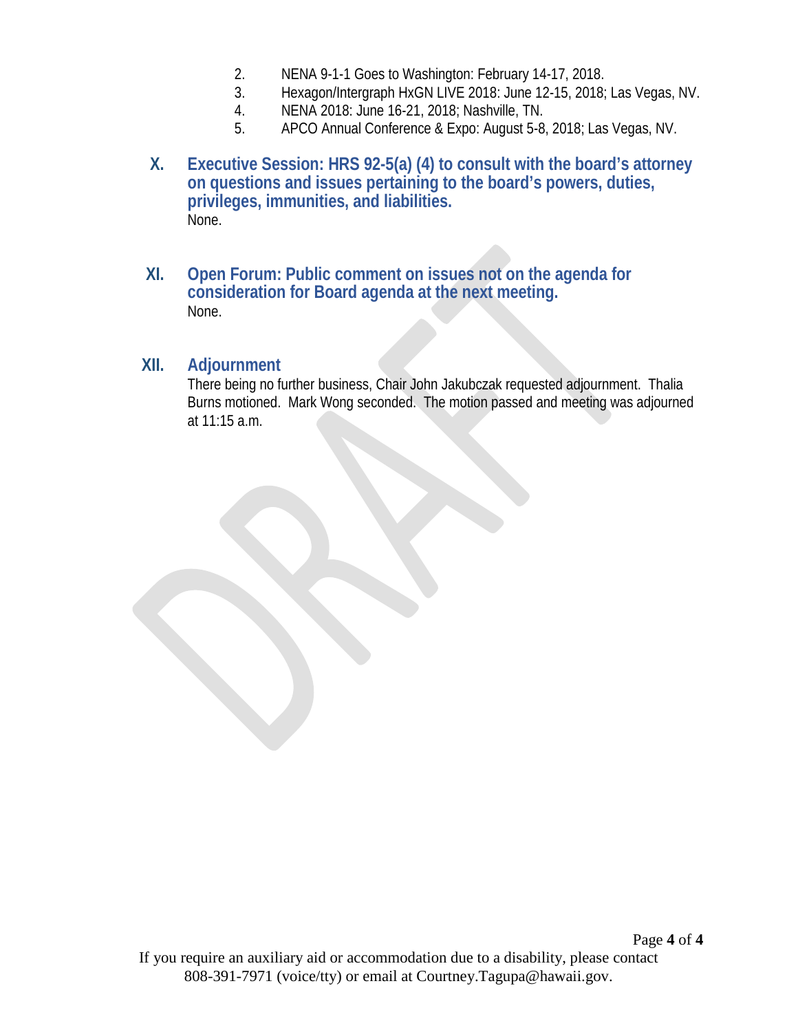2. NENA 9-1-1 Goes to Washington: February 14-17, 2018.
3. Hexagon/Intergraph HxGN LIVE 2018: June 12-15, 2018; Las Vegas, NV.
4. NENA 2018: June 16-21, 2018; Nashville, TN.
5. APCO Annual Conference & Expo: August 5-8, 2018; Las Vegas, NV.

## X. Executive Session: HRS 92-5(a) (4) to consult with the board's attorney on questions and issues pertaining to the board's powers, duties, privileges, immunities, and liabilities.

None.

## XI. Open Forum: Public comment on issues not on the agenda for consideration for Board agenda at the next meeting.

None.

## XII. Adjournment

There being no further business, Chair John Jakubczak requested adjournment. Thalia Burns motioned. Mark Wong seconded. The motion passed and meeting was adjourned at 11:15 a.m.

If you require an auxiliary aid or accommodation due to a disability, please contact 808-391-7971 (voice/tty) or email at Courtney.Tagupa@hawaii.gov.